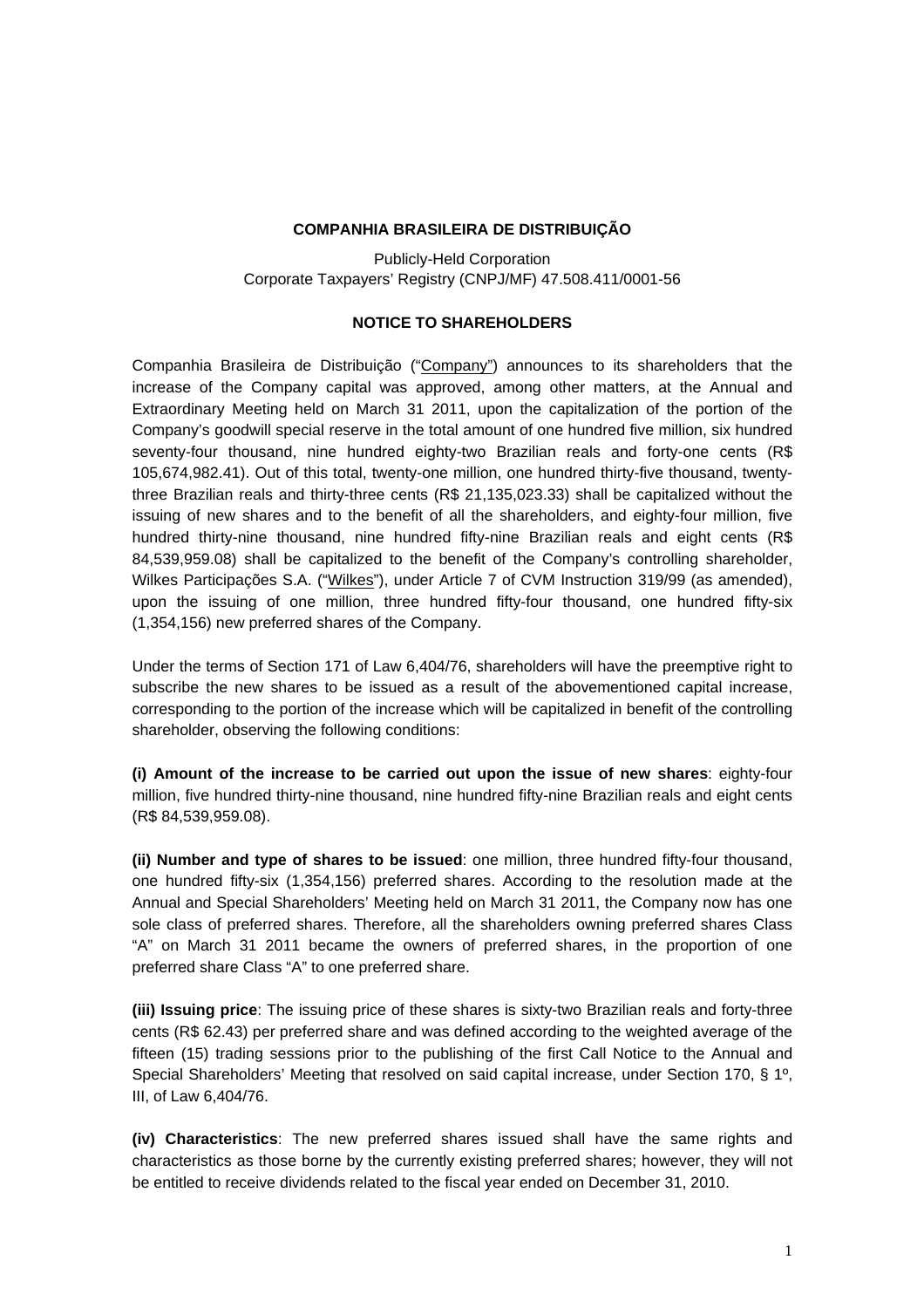**COMPANHIA BRASILEIRA DE DISTRIBUIÇÃO**

Publicly-Held Corporation
Corporate Taxpayers' Registry (CNPJ/MF) 47.508.411/0001-56

**NOTICE TO SHAREHOLDERS**

Companhia Brasileira de Distribuição ("Company") announces to its shareholders that the increase of the Company capital was approved, among other matters, at the Annual and Extraordinary Meeting held on March 31 2011, upon the capitalization of the portion of the Company's goodwill special reserve in the total amount of one hundred five million, six hundred seventy-four thousand, nine hundred eighty-two Brazilian reals and forty-one cents (R$ 105,674,982.41). Out of this total, twenty-one million, one hundred thirty-five thousand, twenty-three Brazilian reals and thirty-three cents (R$ 21,135,023.33) shall be capitalized without the issuing of new shares and to the benefit of all the shareholders, and eighty-four million, five hundred thirty-nine thousand, nine hundred fifty-nine Brazilian reals and eight cents (R$ 84,539,959.08) shall be capitalized to the benefit of the Company's controlling shareholder, Wilkes Participações S.A. ("Wilkes"), under Article 7 of CVM Instruction 319/99 (as amended), upon the issuing of one million, three hundred fifty-four thousand, one hundred fifty-six (1,354,156) new preferred shares of the Company.

Under the terms of Section 171 of Law 6,404/76, shareholders will have the preemptive right to subscribe the new shares to be issued as a result of the abovementioned capital increase, corresponding to the portion of the increase which will be capitalized in benefit of the controlling shareholder, observing the following conditions:

**(i) Amount of the increase to be carried out upon the issue of new shares**: eighty-four million, five hundred thirty-nine thousand, nine hundred fifty-nine Brazilian reals and eight cents (R$ 84,539,959.08).

**(ii) Number and type of shares to be issued**: one million, three hundred fifty-four thousand, one hundred fifty-six (1,354,156) preferred shares. According to the resolution made at the Annual and Special Shareholders' Meeting held on March 31 2011, the Company now has one sole class of preferred shares. Therefore, all the shareholders owning preferred shares Class "A" on March 31 2011 became the owners of preferred shares, in the proportion of one preferred share Class "A" to one preferred share.

**(iii) Issuing price**: The issuing price of these shares is sixty-two Brazilian reals and forty-three cents (R$ 62.43) per preferred share and was defined according to the weighted average of the fifteen (15) trading sessions prior to the publishing of the first Call Notice to the Annual and Special Shareholders' Meeting that resolved on said capital increase, under Section 170, § 1º, III, of Law 6,404/76.

**(iv) Characteristics**: The new preferred shares issued shall have the same rights and characteristics as those borne by the currently existing preferred shares; however, they will not be entitled to receive dividends related to the fiscal year ended on December 31, 2010.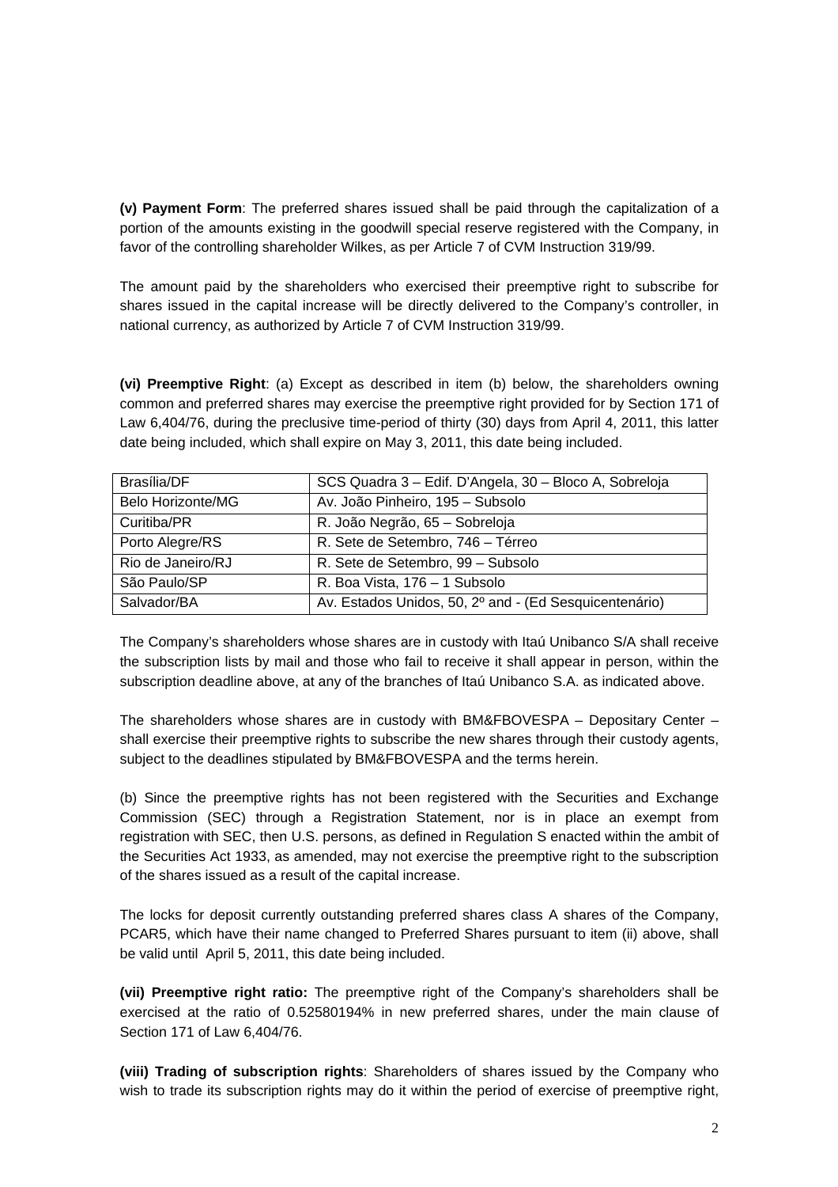**(v) Payment Form**: The preferred shares issued shall be paid through the capitalization of a portion of the amounts existing in the goodwill special reserve registered with the Company, in favor of the controlling shareholder Wilkes, as per Article 7 of CVM Instruction 319/99.

The amount paid by the shareholders who exercised their preemptive right to subscribe for shares issued in the capital increase will be directly delivered to the Company's controller, in national currency, as authorized by Article 7 of CVM Instruction 319/99.

**(vi) Preemptive Right**: (a) Except as described in item (b) below, the shareholders owning common and preferred shares may exercise the preemptive right provided for by Section 171 of Law 6,404/76, during the preclusive time-period of thirty (30) days from April 4, 2011, this latter date being included, which shall expire on May 3, 2011, this date being included.

| | |
|---|---|
| Brasília/DF | SCS Quadra 3 – Edif. D'Angela, 30 – Bloco A, Sobreloja |
| Belo Horizonte/MG | Av. João Pinheiro, 195 – Subsolo |
| Curitiba/PR | R. João Negrão, 65 – Sobreloja |
| Porto Alegre/RS | R. Sete de Setembro, 746 – Térreo |
| Rio de Janeiro/RJ | R. Sete de Setembro, 99 – Subsolo |
| São Paulo/SP | R. Boa Vista, 176 – 1 Subsolo |
| Salvador/BA | Av. Estados Unidos, 50, 2º and - (Ed Sesquicentenário) |

The Company's shareholders whose shares are in custody with Itaú Unibanco S/A shall receive the subscription lists by mail and those who fail to receive it shall appear in person, within the subscription deadline above, at any of the branches of Itaú Unibanco S.A. as indicated above.

The shareholders whose shares are in custody with BM&FBOVESPA – Depositary Center – shall exercise their preemptive rights to subscribe the new shares through their custody agents, subject to the deadlines stipulated by BM&FBOVESPA and the terms herein.

(b) Since the preemptive rights has not been registered with the Securities and Exchange Commission (SEC) through a Registration Statement, nor is in place an exempt from registration with SEC, then U.S. persons, as defined in Regulation S enacted within the ambit of the Securities Act 1933, as amended, may not exercise the preemptive right to the subscription of the shares issued as a result of the capital increase.

The locks for deposit currently outstanding preferred shares class A shares of the Company, PCAR5, which have their name changed to Preferred Shares pursuant to item (ii) above, shall be valid until April 5, 2011, this date being included.

**(vii) Preemptive right ratio:** The preemptive right of the Company's shareholders shall be exercised at the ratio of 0.52580194% in new preferred shares, under the main clause of Section 171 of Law 6,404/76.

**(viii) Trading of subscription rights**: Shareholders of shares issued by the Company who wish to trade its subscription rights may do it within the period of exercise of preemptive right,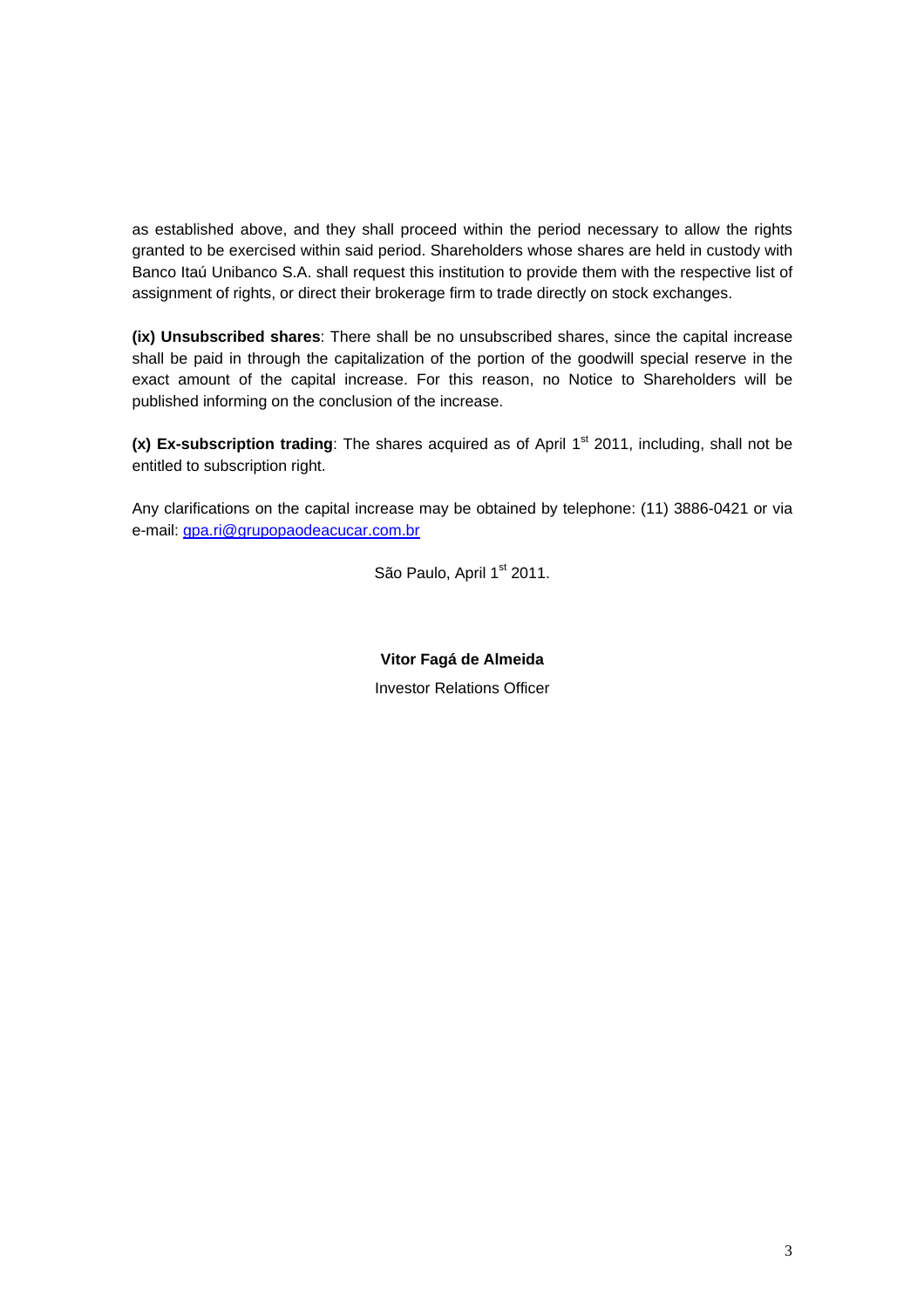as established above, and they shall proceed within the period necessary to allow the rights granted to be exercised within said period. Shareholders whose shares are held in custody with Banco Itaú Unibanco S.A. shall request this institution to provide them with the respective list of assignment of rights, or direct their brokerage firm to trade directly on stock exchanges.

**(ix) Unsubscribed shares**: There shall be no unsubscribed shares, since the capital increase shall be paid in through the capitalization of the portion of the goodwill special reserve in the exact amount of the capital increase. For this reason, no Notice to Shareholders will be published informing on the conclusion of the increase.

**(x) Ex-subscription trading**: The shares acquired as of April 1st 2011, including, shall not be entitled to subscription right.

Any clarifications on the capital increase may be obtained by telephone: (11) 3886-0421 or via e-mail: gpa.ri@grupopaodeacucar.com.br

São Paulo, April 1st 2011.

**Vitor Fagá de Almeida**

Investor Relations Officer